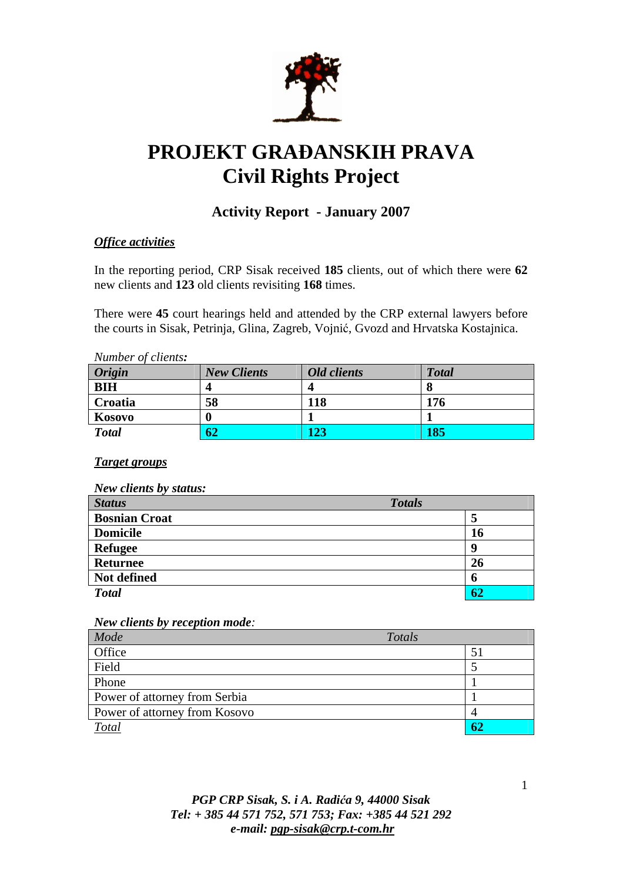# PROJEKT GRAĐANSKIH PRAVA
# Civil Rights Project

## Activity Report - January 2007

***Office activities***

In the reporting period, CRP Sisak received **185** clients, out of which there were **62** new clients and **123** old clients revisiting **168** times.

There were **45** court hearings held and attended by the CRP external lawyers before the courts in Sisak, Petrinja, Glina, Zagreb, Vojnić, Gvozd and Hrvatska Kostajnica.

*Number of clients:*

| *Origin* | *New Clients* | *Old clients* | *Total* |
|---|---|---|---|
| **BIH** | **4** | **4** | **8** |
| **Croatia** | **58** | **118** | **176** |
| **Kosovo** | **0** | **1** | **1** |
| ***Total*** | **62** | **123** | **185** |

***Target groups***

*New clients by status:*

| *Status* | *Totals* |
|---|---|
| **Bosnian Croat** | **5** |
| **Domicile** | **16** |
| **Refugee** | **9** |
| **Returnee** | **26** |
| **Not defined** | **6** |
| ***Total*** | **62** |

*New clients by reception mode:*

| *Mode* | *Totals* |
|---|---|
| Office | 51 |
| Field | 5 |
| Phone | 1 |
| Power of attorney from Serbia | 1 |
| Power of attorney from Kosovo | 4 |
| *Total* | **62** |

*PGP CRP Sisak, S. i A. Radića 9, 44000 Sisak*
*Tel: + 385 44 571 752, 571 753; Fax: +385 44 521 292*
*e-mail: pgp-sisak@crp.t-com.hr*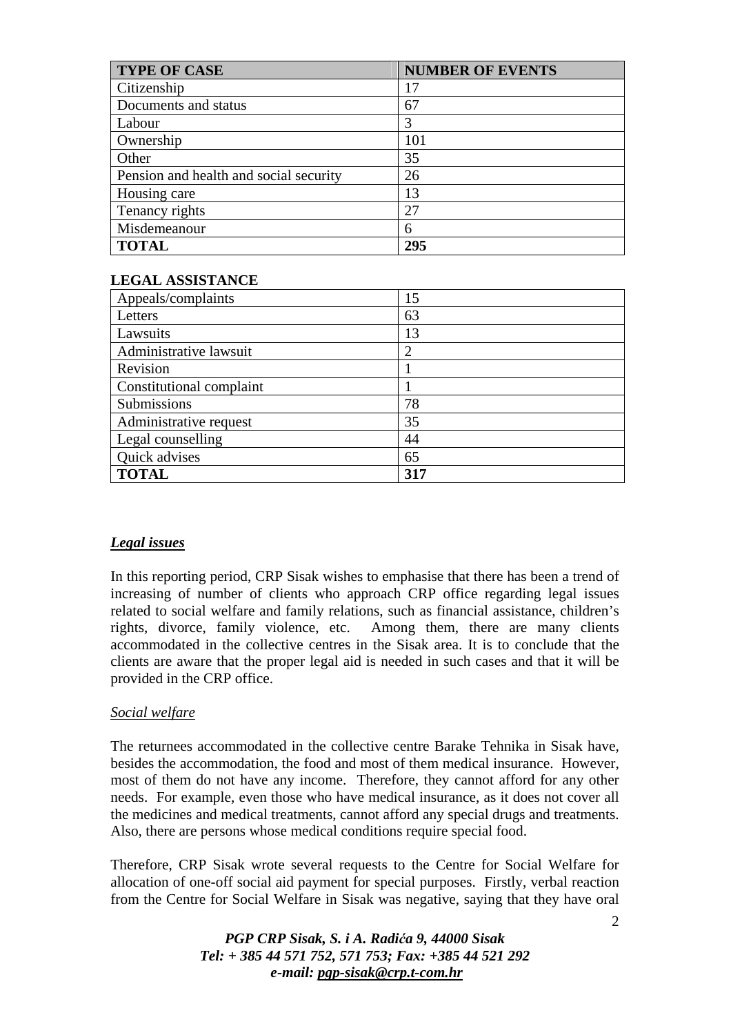| TYPE OF CASE | NUMBER OF EVENTS |
|---|---|
| Citizenship | 17 |
| Documents and status | 67 |
| Labour | 3 |
| Ownership | 101 |
| Other | 35 |
| Pension and health and social security | 26 |
| Housing care | 13 |
| Tenancy rights | 27 |
| Misdemeanour | 6 |
| **TOTAL** | **295** |

**LEGAL ASSISTANCE**

| Appeals/complaints | 15 |
|---|---|
| Letters | 63 |
| Lawsuits | 13 |
| Administrative lawsuit | 2 |
| Revision | 1 |
| Constitutional complaint | 1 |
| Submissions | 78 |
| Administrative request | 35 |
| Legal counselling | 44 |
| Quick advises | 65 |
| **TOTAL** | **317** |

***Legal issues***

In this reporting period, CRP Sisak wishes to emphasise that there has been a trend of increasing of number of clients who approach CRP office regarding legal issues related to social welfare and family relations, such as financial assistance, children's rights, divorce, family violence, etc. Among them, there are many clients accommodated in the collective centres in the Sisak area. It is to conclude that the clients are aware that the proper legal aid is needed in such cases and that it will be provided in the CRP office.

*Social welfare*

The returnees accommodated in the collective centre Barake Tehnika in Sisak have, besides the accommodation, the food and most of them medical insurance. However, most of them do not have any income. Therefore, they cannot afford for any other needs. For example, even those who have medical insurance, as it does not cover all the medicines and medical treatments, cannot afford any special drugs and treatments. Also, there are persons whose medical conditions require special food.

Therefore, CRP Sisak wrote several requests to the Centre for Social Welfare for allocation of one-off social aid payment for special purposes. Firstly, verbal reaction from the Centre for Social Welfare in Sisak was negative, saying that they have oral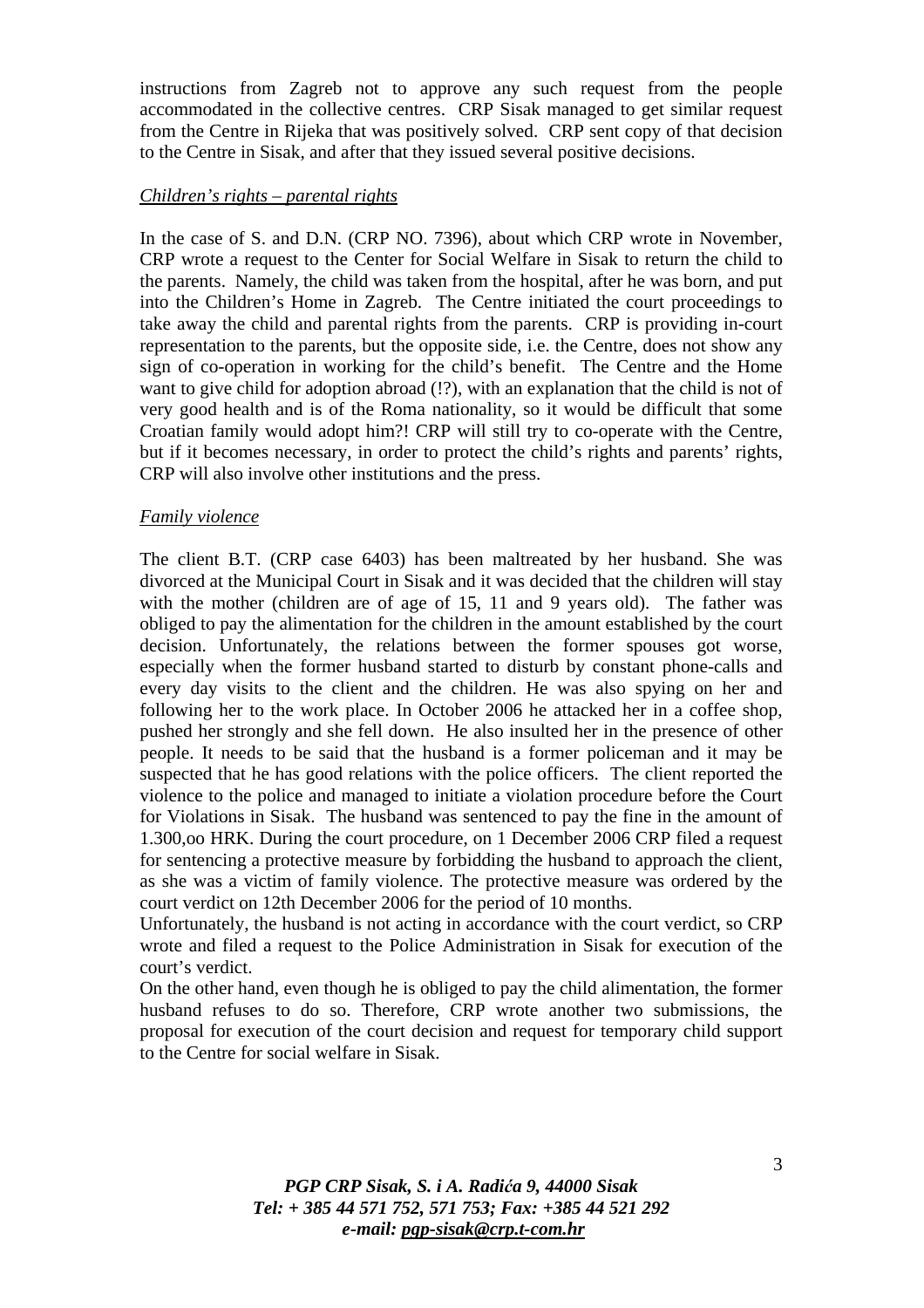instructions from Zagreb not to approve any such request from the people accommodated in the collective centres. CRP Sisak managed to get similar request from the Centre in Rijeka that was positively solved. CRP sent copy of that decision to the Centre in Sisak, and after that they issued several positive decisions.

*Children's rights – parental rights*

In the case of S. and D.N. (CRP NO. 7396), about which CRP wrote in November, CRP wrote a request to the Center for Social Welfare in Sisak to return the child to the parents. Namely, the child was taken from the hospital, after he was born, and put into the Children's Home in Zagreb. The Centre initiated the court proceedings to take away the child and parental rights from the parents. CRP is providing in-court representation to the parents, but the opposite side, i.e. the Centre, does not show any sign of co-operation in working for the child's benefit. The Centre and the Home want to give child for adoption abroad (!?), with an explanation that the child is not of very good health and is of the Roma nationality, so it would be difficult that some Croatian family would adopt him?! CRP will still try to co-operate with the Centre, but if it becomes necessary, in order to protect the child's rights and parents' rights, CRP will also involve other institutions and the press.

*Family violence*

The client B.T. (CRP case 6403) has been maltreated by her husband. She was divorced at the Municipal Court in Sisak and it was decided that the children will stay with the mother (children are of age of 15, 11 and 9 years old). The father was obliged to pay the alimentation for the children in the amount established by the court decision. Unfortunately, the relations between the former spouses got worse, especially when the former husband started to disturb by constant phone-calls and every day visits to the client and the children. He was also spying on her and following her to the work place. In October 2006 he attacked her in a coffee shop, pushed her strongly and she fell down. He also insulted her in the presence of other people. It needs to be said that the husband is a former policeman and it may be suspected that he has good relations with the police officers. The client reported the violence to the police and managed to initiate a violation procedure before the Court for Violations in Sisak. The husband was sentenced to pay the fine in the amount of 1.300,oo HRK. During the court procedure, on 1 December 2006 CRP filed a request for sentencing a protective measure by forbidding the husband to approach the client, as she was a victim of family violence. The protective measure was ordered by the court verdict on 12th December 2006 for the period of 10 months.
Unfortunately, the husband is not acting in accordance with the court verdict, so CRP wrote and filed a request to the Police Administration in Sisak for execution of the court's verdict.
On the other hand, even though he is obliged to pay the child alimentation, the former husband refuses to do so. Therefore, CRP wrote another two submissions, the proposal for execution of the court decision and request for temporary child support to the Centre for social welfare in Sisak.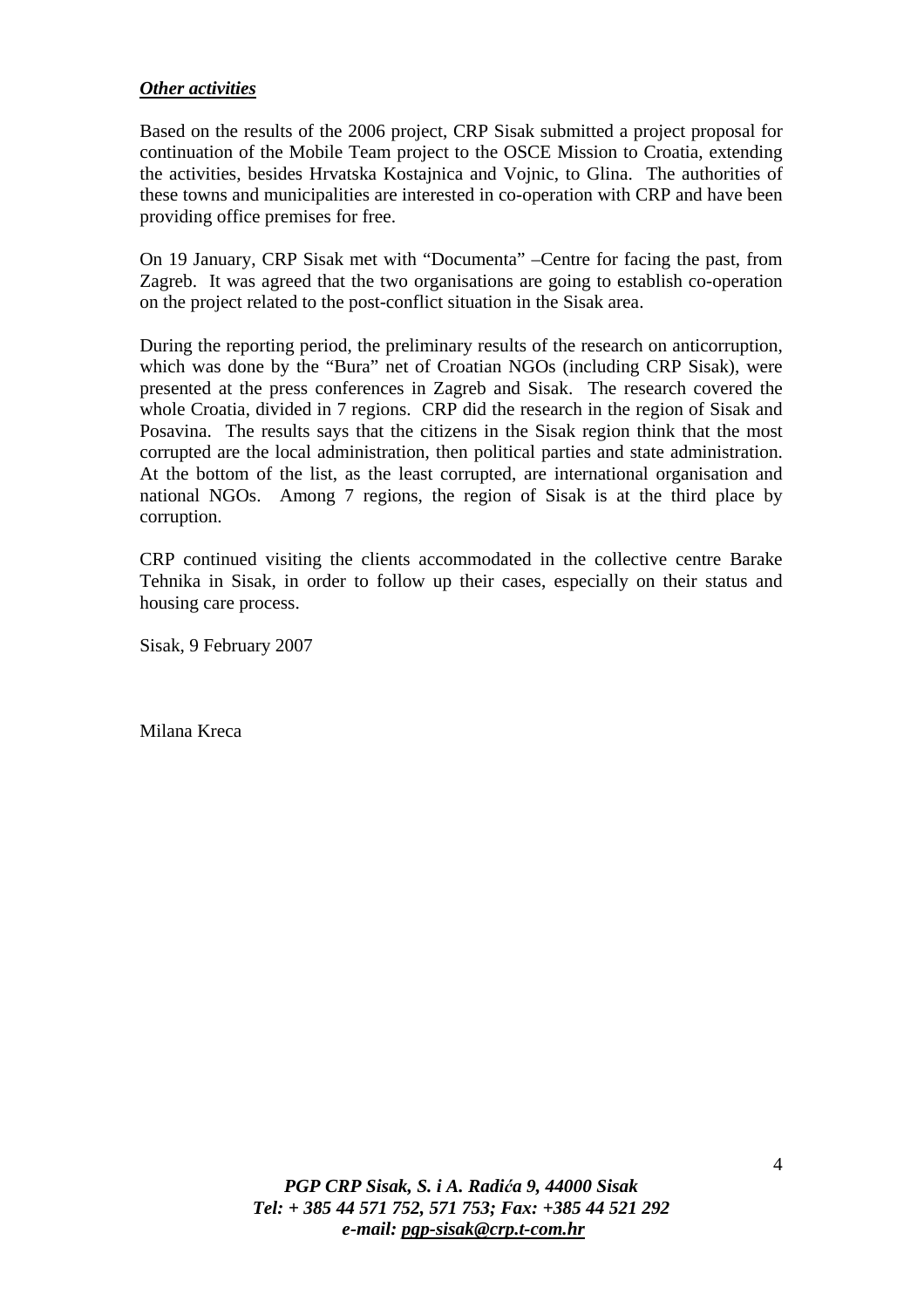***Other activities***

Based on the results of the 2006 project, CRP Sisak submitted a project proposal for continuation of the Mobile Team project to the OSCE Mission to Croatia, extending the activities, besides Hrvatska Kostajnica and Vojnic, to Glina. The authorities of these towns and municipalities are interested in co-operation with CRP and have been providing office premises for free.

On 19 January, CRP Sisak met with "Documenta" –Centre for facing the past, from Zagreb. It was agreed that the two organisations are going to establish co-operation on the project related to the post-conflict situation in the Sisak area.

During the reporting period, the preliminary results of the research on anticorruption, which was done by the "Bura" net of Croatian NGOs (including CRP Sisak), were presented at the press conferences in Zagreb and Sisak. The research covered the whole Croatia, divided in 7 regions. CRP did the research in the region of Sisak and Posavina. The results says that the citizens in the Sisak region think that the most corrupted are the local administration, then political parties and state administration. At the bottom of the list, as the least corrupted, are international organisation and national NGOs. Among 7 regions, the region of Sisak is at the third place by corruption.

CRP continued visiting the clients accommodated in the collective centre Barake Tehnika in Sisak, in order to follow up their cases, especially on their status and housing care process.

Sisak, 9 February 2007

Milana Kreca

***PGP CRP Sisak, S. i A. Radića 9, 44000 Sisak***
***Tel: + 385 44 571 752, 571 753; Fax: +385 44 521 292***
***e-mail: pgp-sisak@crp.t-com.hr***